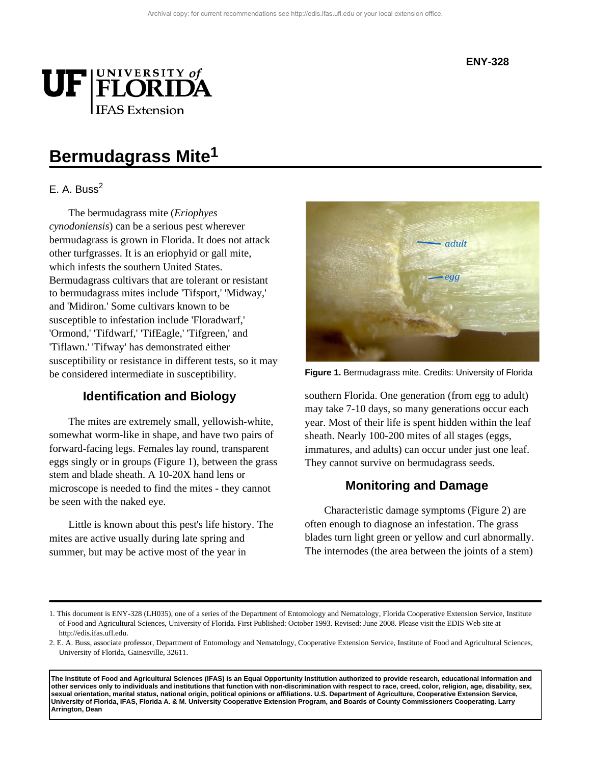ENY-328

# Bermudagrass Mite[1]

E. A. Buss[2]

The bermudagrass mite (*Eriophyes cynodoniensis*) can be a serious pest wherever bermudagrass is grown in Florida. It does not attack other turfgrasses. It is an eriophyid or gall mite, which infests the southern United States. Bermudagrass cultivars that are tolerant or resistant to bermudagrass mites include 'Tifsport,' 'Midway,' and 'Midiron.' Some cultivars known to be susceptible to infestation include 'Floradwarf,' 'Ormond,' 'Tifdwarf,' 'TifEagle,' 'Tifgreen,' and 'Tiflawn.' 'Tifway' has demonstrated either susceptibility or resistance in different tests, so it may be considered intermediate in susceptibility.

## Identification and Biology

The mites are extremely small, yellowish-white, somewhat worm-like in shape, and have two pairs of forward-facing legs. Females lay round, transparent eggs singly or in groups (Figure 1), between the grass stem and blade sheath. A 10-20X hand lens or microscope is needed to find the mites - they cannot be seen with the naked eye.

Little is known about this pest's life history. The mites are active usually during late spring and summer, but may be active most of the year in southern Florida. One generation (from egg to adult) may take 7-10 days, so many generations occur each year. Most of their life is spent hidden within the leaf sheath. Nearly 100-200 mites of all stages (eggs, immatures, and adults) can occur under just one leaf. They cannot survive on bermudagrass seeds.

**Figure 1.** Bermudagrass mite. Credits: University of Florida

## Monitoring and Damage

Characteristic damage symptoms (Figure 2) are often enough to diagnose an infestation. The grass blades turn light green or yellow and curl abnormally. The internodes (the area between the joints of a stem)

---

1. This document is ENY-328 (LH035), one of a series of the Department of Entomology and Nematology, Florida Cooperative Extension Service, Institute of Food and Agricultural Sciences, University of Florida. First Published: October 1993. Revised: June 2008. Please visit the EDIS Web site at http://edis.ifas.ufl.edu.
2. E. A. Buss, associate professor, Department of Entomology and Nematology, Cooperative Extension Service, Institute of Food and Agricultural Sciences, University of Florida, Gainesville, 32611.

**The Institute of Food and Agricultural Sciences (IFAS) is an Equal Opportunity Institution authorized to provide research, educational information and other services only to individuals and institutions that function with non-discrimination with respect to race, creed, color, religion, age, disability, sex, sexual orientation, marital status, national origin, political opinions or affiliations. U.S. Department of Agriculture, Cooperative Extension Service, University of Florida, IFAS, Florida A. & M. University Cooperative Extension Program, and Boards of County Commissioners Cooperating. Larry Arrington, Dean**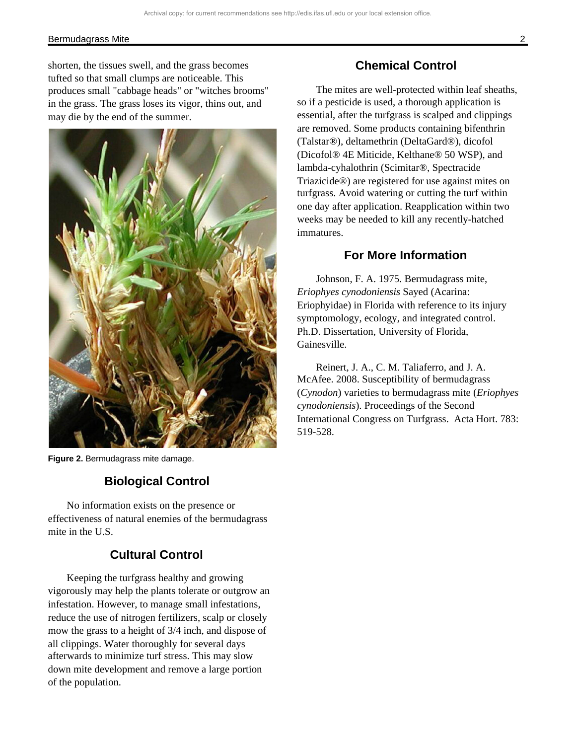shorten, the tissues swell, and the grass becomes tufted so that small clumps are noticeable. This produces small "cabbage heads" or "witches brooms" in the grass. The grass loses its vigor, thins out, and may die by the end of the summer.

**Figure 2.** Bermudagrass mite damage.

## Biological Control

No information exists on the presence or effectiveness of natural enemies of the bermudagrass mite in the U.S.

## Cultural Control

Keeping the turfgrass healthy and growing vigorously may help the plants tolerate or outgrow an infestation. However, to manage small infestations, reduce the use of nitrogen fertilizers, scalp or closely mow the grass to a height of 3/4 inch, and dispose of all clippings. Water thoroughly for several days afterwards to minimize turf stress. This may slow down mite development and remove a large portion of the population.

## Chemical Control

The mites are well-protected within leaf sheaths, so if a pesticide is used, a thorough application is essential, after the turfgrass is scalped and clippings are removed. Some products containing bifenthrin (Talstar®), deltamethrin (DeltaGard®), dicofol (Dicofol® 4E Miticide, Kelthane® 50 WSP), and lambda-cyhalothrin (Scimitar®, Spectracide Triazicide®) are registered for use against mites on turfgrass. Avoid watering or cutting the turf within one day after application. Reapplication within two weeks may be needed to kill any recently-hatched immatures.

## For More Information

Johnson, F. A. 1975. Bermudagrass mite, *Eriophyes cynodoniensis* Sayed (Acarina: Eriophyidae) in Florida with reference to its injury symptomology, ecology, and integrated control. Ph.D. Dissertation, University of Florida, Gainesville.

Reinert, J. A., C. M. Taliaferro, and J. A. McAfee. 2008. Susceptibility of bermudagrass (*Cynodon*) varieties to bermudagrass mite (*Eriophyes cynodoniensis*). Proceedings of the Second International Congress on Turfgrass. Acta Hort. 783: 519-528.